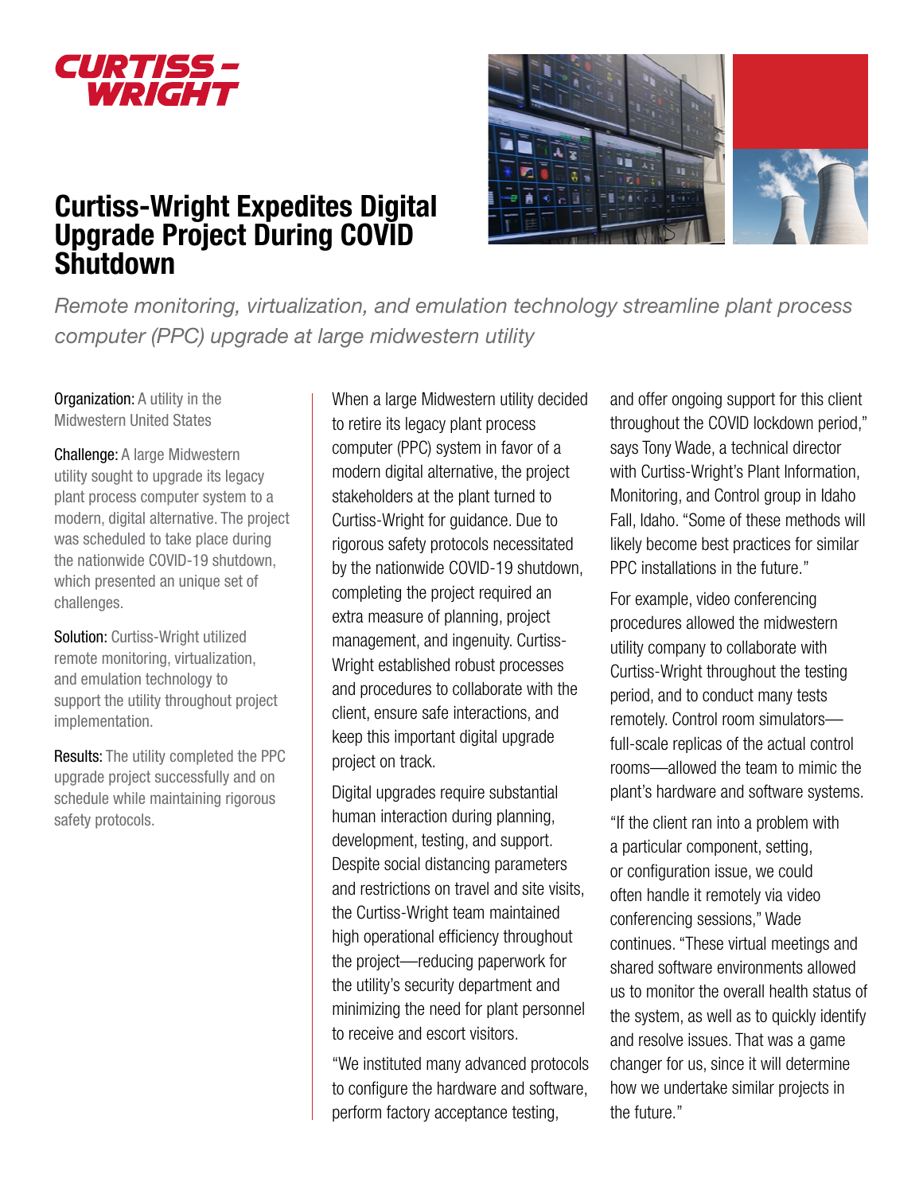# Curtiss-Wright Expedites Digital Upgrade Project During COVID Shutdown

*Remote monitoring, virtualization, and emulation technology streamline plant process computer (PPC) upgrade at large midwestern utility*

**Organization:** A utility in the Midwestern United States

**Challenge:** A large Midwestern utility sought to upgrade its legacy plant process computer system to a modern, digital alternative. The project was scheduled to take place during the nationwide COVID-19 shutdown, which presented an unique set of challenges.

**Solution:** Curtiss-Wright utilized remote monitoring, virtualization, and emulation technology to support the utility throughout project implementation.

**Results:** The utility completed the PPC upgrade project successfully and on schedule while maintaining rigorous safety protocols.

When a large Midwestern utility decided to retire its legacy plant process computer (PPC) system in favor of a modern digital alternative, the project stakeholders at the plant turned to Curtiss-Wright for guidance. Due to rigorous safety protocols necessitated by the nationwide COVID-19 shutdown, completing the project required an extra measure of planning, project management, and ingenuity. Curtiss-Wright established robust processes and procedures to collaborate with the client, ensure safe interactions, and keep this important digital upgrade project on track.

Digital upgrades require substantial human interaction during planning, development, testing, and support. Despite social distancing parameters and restrictions on travel and site visits, the Curtiss-Wright team maintained high operational efficiency throughout the project—reducing paperwork for the utility's security department and minimizing the need for plant personnel to receive and escort visitors.

"We instituted many advanced protocols to configure the hardware and software, perform factory acceptance testing, and offer ongoing support for this client throughout the COVID lockdown period," says Tony Wade, a technical director with Curtiss-Wright's Plant Information, Monitoring, and Control group in Idaho Fall, Idaho. "Some of these methods will likely become best practices for similar PPC installations in the future."

For example, video conferencing procedures allowed the midwestern utility company to collaborate with Curtiss-Wright throughout the testing period, and to conduct many tests remotely. Control room simulators—full-scale replicas of the actual control rooms—allowed the team to mimic the plant's hardware and software systems.

"If the client ran into a problem with a particular component, setting, or configuration issue, we could often handle it remotely via video conferencing sessions," Wade continues. "These virtual meetings and shared software environments allowed us to monitor the overall health status of the system, as well as to quickly identify and resolve issues. That was a game changer for us, since it will determine how we undertake similar projects in the future."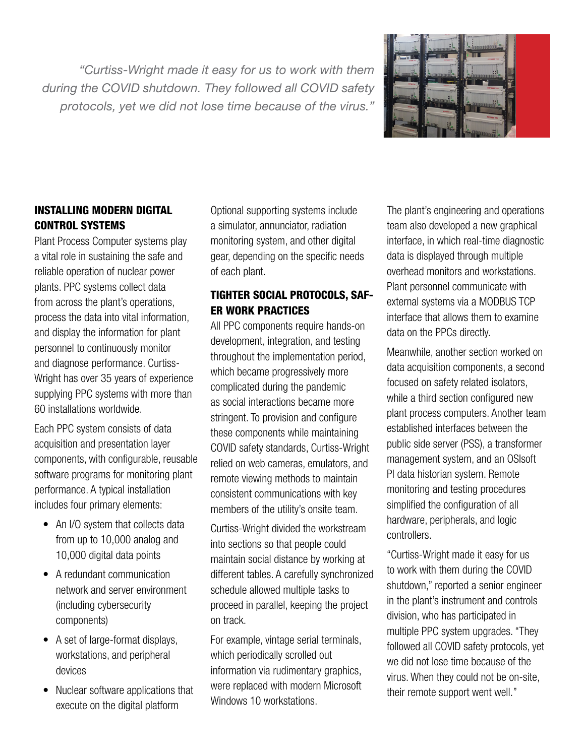*"Curtiss-Wright made it easy for us to work with them during the COVID shutdown. They followed all COVID safety protocols, yet we did not lose time because of the virus."*

## INSTALLING MODERN DIGITAL CONTROL SYSTEMS

Plant Process Computer systems play a vital role in sustaining the safe and reliable operation of nuclear power plants. PPC systems collect data from across the plant's operations, process the data into vital information, and display the information for plant personnel to continuously monitor and diagnose performance. Curtiss-Wright has over 35 years of experience supplying PPC systems with more than 60 installations worldwide.

Each PPC system consists of data acquisition and presentation layer components, with configurable, reusable software programs for monitoring plant performance. A typical installation includes four primary elements:

- An I/O system that collects data from up to 10,000 analog and 10,000 digital data points
- A redundant communication network and server environment (including cybersecurity components)
- A set of large-format displays, workstations, and peripheral devices
- Nuclear software applications that execute on the digital platform

Optional supporting systems include a simulator, annunciator, radiation monitoring system, and other digital gear, depending on the specific needs of each plant.

## TIGHTER SOCIAL PROTOCOLS, SAFER WORK PRACTICES

All PPC components require hands-on development, integration, and testing throughout the implementation period, which became progressively more complicated during the pandemic as social interactions became more stringent. To provision and configure these components while maintaining COVID safety standards, Curtiss-Wright relied on web cameras, emulators, and remote viewing methods to maintain consistent communications with key members of the utility's onsite team.

Curtiss-Wright divided the workstream into sections so that people could maintain social distance by working at different tables. A carefully synchronized schedule allowed multiple tasks to proceed in parallel, keeping the project on track.

For example, vintage serial terminals, which periodically scrolled out information via rudimentary graphics, were replaced with modern Microsoft Windows 10 workstations.

The plant's engineering and operations team also developed a new graphical interface, in which real-time diagnostic data is displayed through multiple overhead monitors and workstations. Plant personnel communicate with external systems via a MODBUS TCP interface that allows them to examine data on the PPCs directly.

Meanwhile, another section worked on data acquisition components, a second focused on safety related isolators, while a third section configured new plant process computers. Another team established interfaces between the public side server (PSS), a transformer management system, and an OSIsoft PI data historian system. Remote monitoring and testing procedures simplified the configuration of all hardware, peripherals, and logic controllers.

"Curtiss-Wright made it easy for us to work with them during the COVID shutdown," reported a senior engineer in the plant's instrument and controls division, who has participated in multiple PPC system upgrades. "They followed all COVID safety protocols, yet we did not lose time because of the virus. When they could not be on-site, their remote support went well."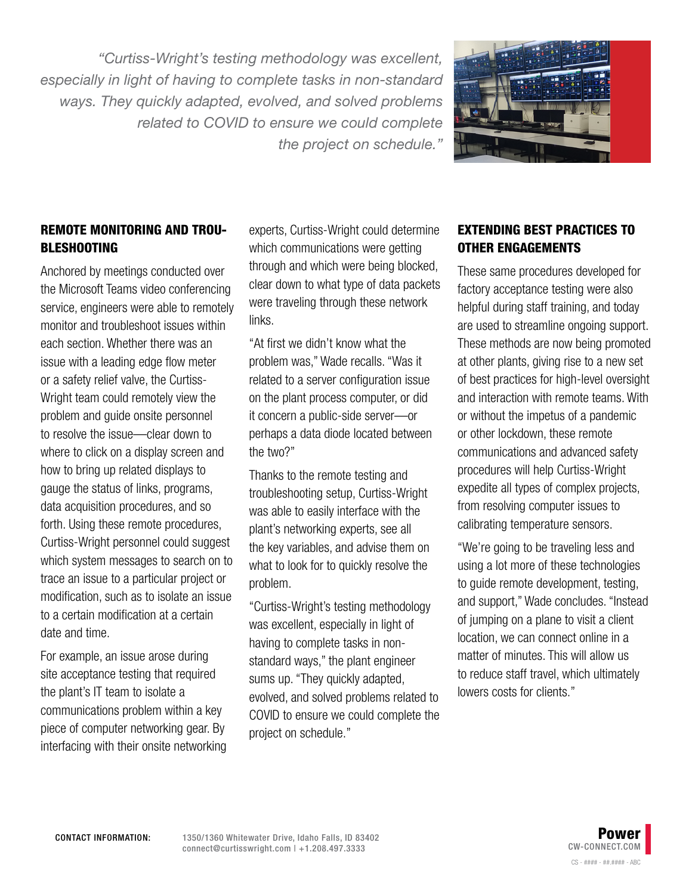*"Curtiss-Wright's testing methodology was excellent, especially in light of having to complete tasks in non-standard ways. They quickly adapted, evolved, and solved problems related to COVID to ensure we could complete the project on schedule."*

## REMOTE MONITORING AND TROUBLESHOOTING

Anchored by meetings conducted over the Microsoft Teams video conferencing service, engineers were able to remotely monitor and troubleshoot issues within each section. Whether there was an issue with a leading edge flow meter or a safety relief valve, the Curtiss-Wright team could remotely view the problem and guide onsite personnel to resolve the issue—clear down to where to click on a display screen and how to bring up related displays to gauge the status of links, programs, data acquisition procedures, and so forth. Using these remote procedures, Curtiss-Wright personnel could suggest which system messages to search on to trace an issue to a particular project or modification, such as to isolate an issue to a certain modification at a certain date and time.

For example, an issue arose during site acceptance testing that required the plant's IT team to isolate a communications problem within a key piece of computer networking gear. By interfacing with their onsite networking experts, Curtiss-Wright could determine which communications were getting through and which were being blocked, clear down to what type of data packets were traveling through these network links.

"At first we didn't know what the problem was," Wade recalls. "Was it related to a server configuration issue on the plant process computer, or did it concern a public-side server—or perhaps a data diode located between the two?"

Thanks to the remote testing and troubleshooting setup, Curtiss-Wright was able to easily interface with the plant's networking experts, see all the key variables, and advise them on what to look for to quickly resolve the problem.

"Curtiss-Wright's testing methodology was excellent, especially in light of having to complete tasks in non-standard ways," the plant engineer sums up. "They quickly adapted, evolved, and solved problems related to COVID to ensure we could complete the project on schedule."

## EXTENDING BEST PRACTICES TO OTHER ENGAGEMENTS

These same procedures developed for factory acceptance testing were also helpful during staff training, and today are used to streamline ongoing support. These methods are now being promoted at other plants, giving rise to a new set of best practices for high-level oversight and interaction with remote teams. With or without the impetus of a pandemic or other lockdown, these remote communications and advanced safety procedures will help Curtiss-Wright expedite all types of complex projects, from resolving computer issues to calibrating temperature sensors.

"We're going to be traveling less and using a lot more of these technologies to guide remote development, testing, and support," Wade concludes. "Instead of jumping on a plane to visit a client location, we can connect online in a matter of minutes. This will allow us to reduce staff travel, which ultimately lowers costs for clients."

**CONTACT INFORMATION:**

1350/1360 Whitewater Drive, Idaho Falls, ID 83402
connect@curtisswright.com | +1.208.497.3333

**Power**
CW-CONNECT.COM

CS - #### - ##.#### - ABC